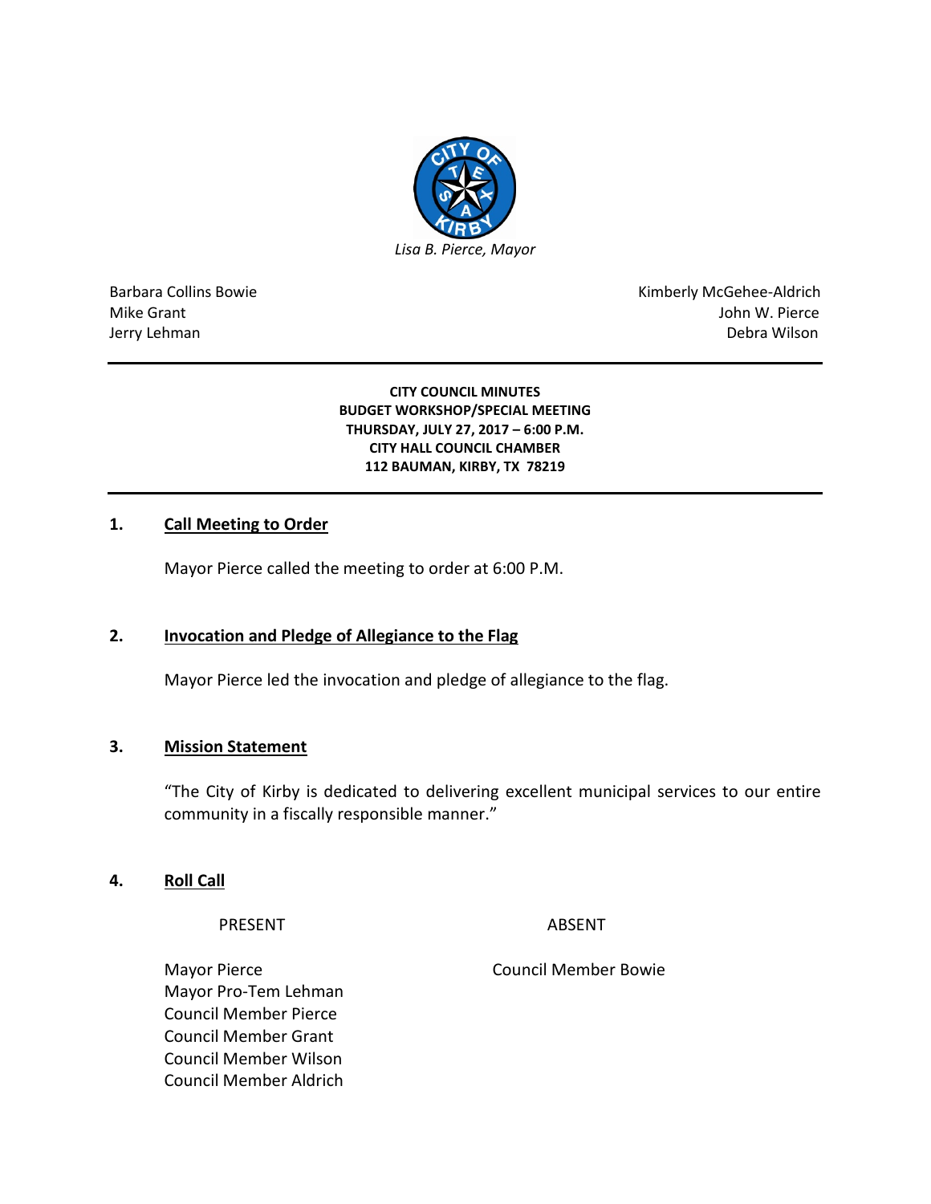*Lisa B. Pierce, Mayor*

Barbara Collins Bowie
Mike Grant
Jerry Lehman

Kimberly McGehee-Aldrich
John W. Pierce
Debra Wilson

---

**CITY COUNCIL MINUTES**
**BUDGET WORKSHOP/SPECIAL MEETING**
**THURSDAY, JULY 27, 2017 – 6:00 P.M.**
**CITY HALL COUNCIL CHAMBER**
**112 BAUMAN, KIRBY, TX 78219**

---

## 1. Call Meeting to Order

Mayor Pierce called the meeting to order at 6:00 P.M.

## 2. Invocation and Pledge of Allegiance to the Flag

Mayor Pierce led the invocation and pledge of allegiance to the flag.

## 3. Mission Statement

"The City of Kirby is dedicated to delivering excellent municipal services to our entire community in a fiscally responsible manner."

## 4. Roll Call

| PRESENT | ABSENT |
|---|---|
| Mayor Pierce | Council Member Bowie |
| Mayor Pro-Tem Lehman | |
| Council Member Pierce | |
| Council Member Grant | |
| Council Member Wilson | |
| Council Member Aldrich | |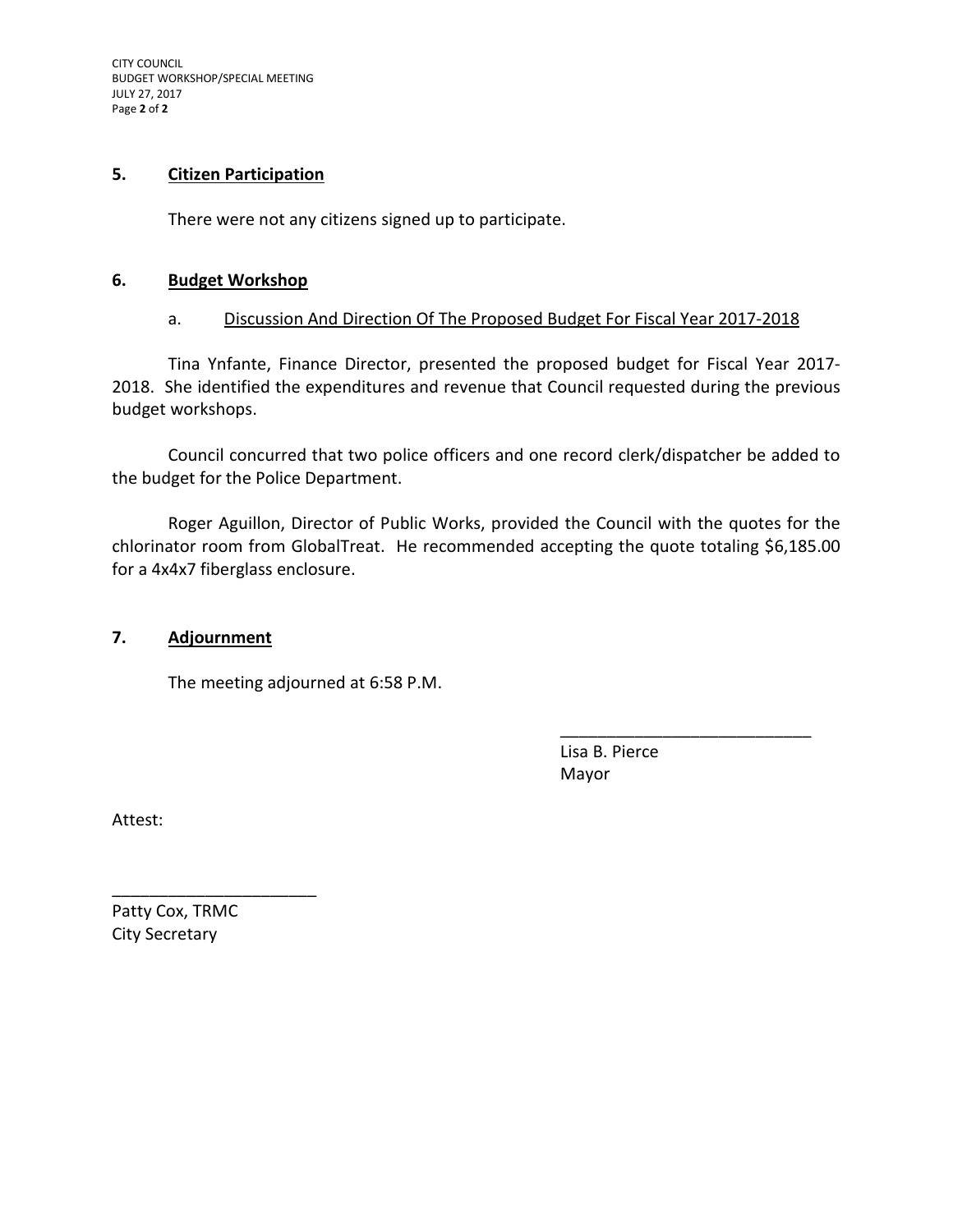## 5. Citizen Participation

There were not any citizens signed up to participate.

## 6. Budget Workshop

a. Discussion And Direction Of The Proposed Budget For Fiscal Year 2017-2018

Tina Ynfante, Finance Director, presented the proposed budget for Fiscal Year 2017-2018. She identified the expenditures and revenue that Council requested during the previous budget workshops.

Council concurred that two police officers and one record clerk/dispatcher be added to the budget for the Police Department.

Roger Aguillon, Director of Public Works, provided the Council with the quotes for the chlorinator room from GlobalTreat. He recommended accepting the quote totaling $6,185.00 for a 4x4x7 fiberglass enclosure.

## 7. Adjournment

The meeting adjourned at 6:58 P.M.

___________________________
Lisa B. Pierce
Mayor

Attest:

______________________
Patty Cox, TRMC
City Secretary